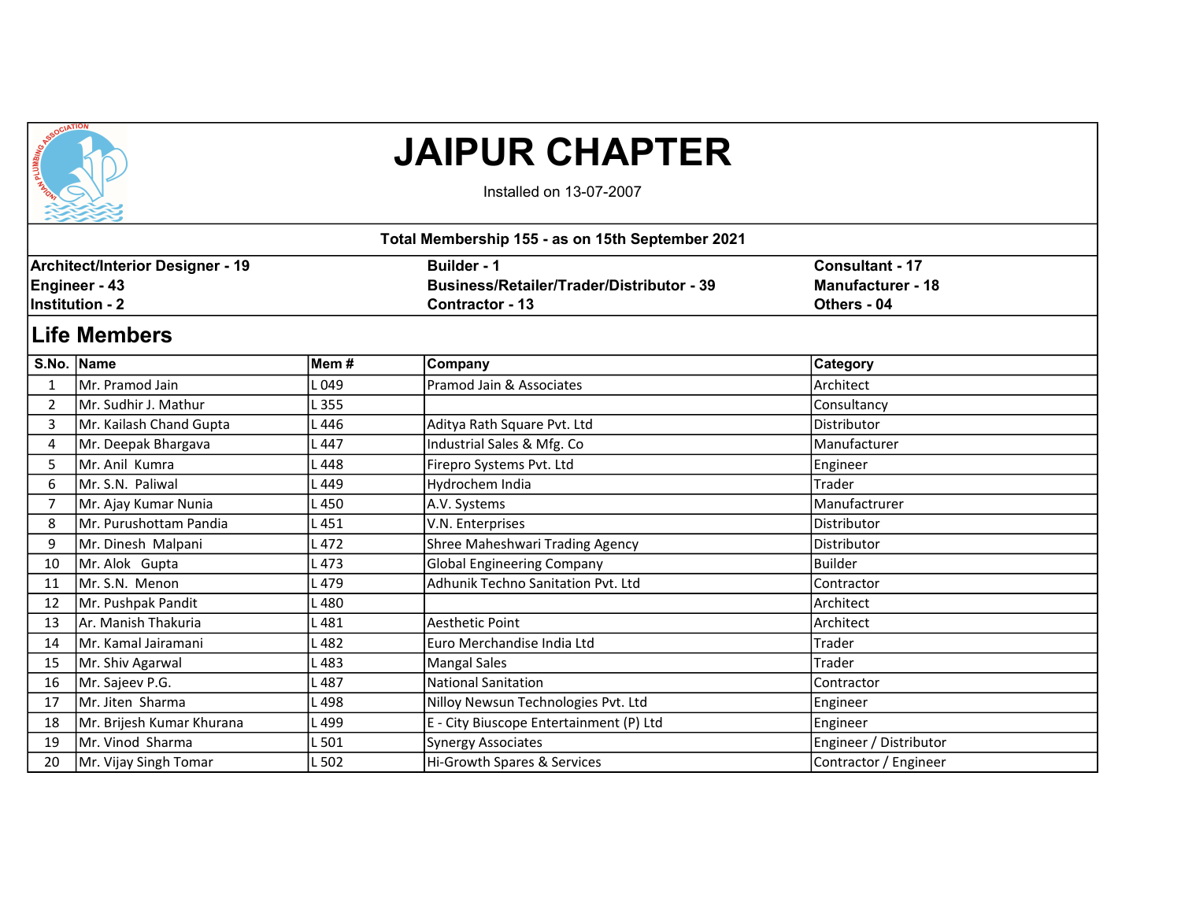# JAIPUR CHAPTER

Installed on 13-07-2007

**Total Membership 155 - as on 15th September 2021**

**Architect/Interior Designer - 19**
**Engineer - 43**
**Institution - 2**
**Builder - 1**
**Business/Retailer/Trader/Distributor - 39**
**Contractor - 13**
**Consultant - 17**
**Manufacturer - 18**
**Others - 04**

## Life Members

| S.No. | Name | Mem # | Company | Category |
|---|---|---|---|---|
| 1 | Mr. Pramod Jain | L 049 | Pramod Jain & Associates | Architect |
| 2 | Mr. Sudhir J. Mathur | L 355 | | Consultancy |
| 3 | Mr. Kailash Chand Gupta | L 446 | Aditya Rath Square Pvt. Ltd | Distributor |
| 4 | Mr. Deepak Bhargava | L 447 | Industrial Sales & Mfg. Co | Manufacturer |
| 5 | Mr. Anil Kumra | L 448 | Firepro Systems Pvt. Ltd | Engineer |
| 6 | Mr. S.N. Paliwal | L 449 | Hydrochem India | Trader |
| 7 | Mr. Ajay Kumar Nunia | L 450 | A.V. Systems | Manufactrurer |
| 8 | Mr. Purushottam Pandia | L 451 | V.N. Enterprises | Distributor |
| 9 | Mr. Dinesh Malpani | L 472 | Shree Maheshwari Trading Agency | Distributor |
| 10 | Mr. Alok Gupta | L 473 | Global Engineering Company | Builder |
| 11 | Mr. S.N. Menon | L 479 | Adhunik Techno Sanitation Pvt. Ltd | Contractor |
| 12 | Mr. Pushpak Pandit | L 480 | | Architect |
| 13 | Ar. Manish Thakuria | L 481 | Aesthetic Point | Architect |
| 14 | Mr. Kamal Jairamani | L 482 | Euro Merchandise India Ltd | Trader |
| 15 | Mr. Shiv Agarwal | L 483 | Mangal Sales | Trader |
| 16 | Mr. Sajeev P.G. | L 487 | National Sanitation | Contractor |
| 17 | Mr. Jiten Sharma | L 498 | Nilloy Newsun Technologies Pvt. Ltd | Engineer |
| 18 | Mr. Brijesh Kumar Khurana | L 499 | E - City Biuscope Entertainment (P) Ltd | Engineer |
| 19 | Mr. Vinod Sharma | L 501 | Synergy Associates | Engineer / Distributor |
| 20 | Mr. Vijay Singh Tomar | L 502 | Hi-Growth Spares & Services | Contractor / Engineer |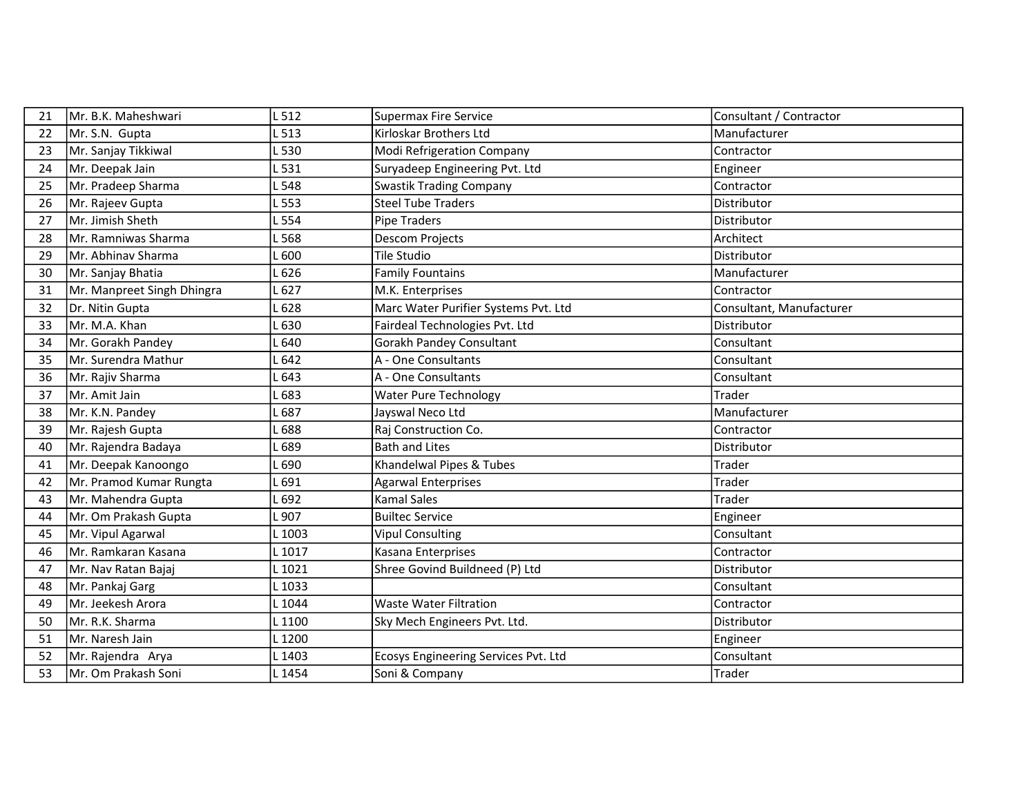| 21 | Mr. B.K. Maheshwari | L 512 | Supermax Fire Service | Consultant / Contractor |
|---|---|---|---|---|
| 22 | Mr. S.N.  Gupta | L 513 | Kirloskar Brothers Ltd | Manufacturer |
| 23 | Mr. Sanjay Tikkiwal | L 530 | Modi Refrigeration Company | Contractor |
| 24 | Mr. Deepak Jain | L 531 | Suryadeep Engineering Pvt. Ltd | Engineer |
| 25 | Mr. Pradeep Sharma | L 548 | Swastik Trading Company | Contractor |
| 26 | Mr. Rajeev Gupta | L 553 | Steel Tube Traders | Distributor |
| 27 | Mr. Jimish Sheth | L 554 | Pipe Traders | Distributor |
| 28 | Mr. Ramniwas Sharma | L 568 | Descom Projects | Architect |
| 29 | Mr. Abhinav Sharma | L 600 | Tile Studio | Distributor |
| 30 | Mr. Sanjay Bhatia | L 626 | Family Fountains | Manufacturer |
| 31 | Mr. Manpreet Singh Dhingra | L 627 | M.K. Enterprises | Contractor |
| 32 | Dr. Nitin Gupta | L 628 | Marc Water Purifier Systems Pvt. Ltd | Consultant, Manufacturer |
| 33 | Mr. M.A. Khan | L 630 | Fairdeal Technologies Pvt. Ltd | Distributor |
| 34 | Mr. Gorakh Pandey | L 640 | Gorakh Pandey Consultant | Consultant |
| 35 | Mr. Surendra Mathur | L 642 | A - One Consultants | Consultant |
| 36 | Mr. Rajiv Sharma | L 643 | A - One Consultants | Consultant |
| 37 | Mr. Amit Jain | L 683 | Water Pure Technology | Trader |
| 38 | Mr. K.N. Pandey | L 687 | Jayswal Neco Ltd | Manufacturer |
| 39 | Mr. Rajesh Gupta | L 688 | Raj Construction Co. | Contractor |
| 40 | Mr. Rajendra Badaya | L 689 | Bath and Lites | Distributor |
| 41 | Mr. Deepak Kanoongo | L 690 | Khandelwal Pipes & Tubes | Trader |
| 42 | Mr. Pramod Kumar Rungta | L 691 | Agarwal Enterprises | Trader |
| 43 | Mr. Mahendra Gupta | L 692 | Kamal Sales | Trader |
| 44 | Mr. Om Prakash Gupta | L 907 | Builtec Service | Engineer |
| 45 | Mr. Vipul Agarwal | L 1003 | Vipul Consulting | Consultant |
| 46 | Mr. Ramkaran Kasana | L 1017 | Kasana Enterprises | Contractor |
| 47 | Mr. Nav Ratan Bajaj | L 1021 | Shree Govind Buildneed (P) Ltd | Distributor |
| 48 | Mr. Pankaj Garg | L 1033 | | Consultant |
| 49 | Mr. Jeekesh Arora | L 1044 | Waste Water Filtration | Contractor |
| 50 | Mr. R.K. Sharma | L 1100 | Sky Mech Engineers Pvt. Ltd. | Distributor |
| 51 | Mr. Naresh Jain | L 1200 | | Engineer |
| 52 | Mr. Rajendra   Arya | L 1403 | Ecosys Engineering Services Pvt. Ltd | Consultant |
| 53 | Mr. Om Prakash Soni | L 1454 | Soni & Company | Trader |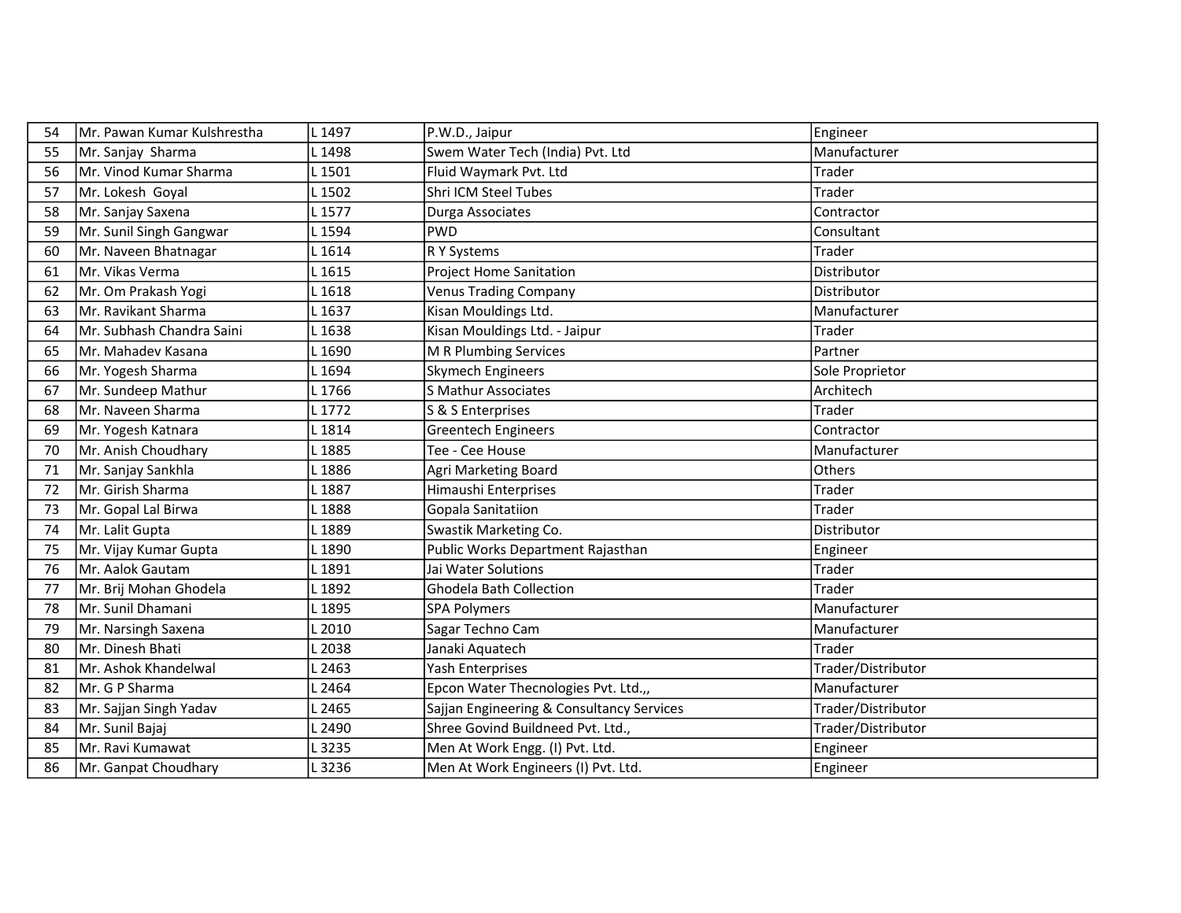| | | | | |
|---|---|---|---|---|
| 54 | Mr. Pawan Kumar Kulshrestha | L 1497 | P.W.D., Jaipur | Engineer |
| 55 | Mr. Sanjay  Sharma | L 1498 | Swem Water Tech (India) Pvt. Ltd | Manufacturer |
| 56 | Mr. Vinod Kumar Sharma | L 1501 | Fluid Waymark Pvt. Ltd | Trader |
| 57 | Mr. Lokesh  Goyal | L 1502 | Shri ICM Steel Tubes | Trader |
| 58 | Mr. Sanjay Saxena | L 1577 | Durga Associates | Contractor |
| 59 | Mr. Sunil Singh Gangwar | L 1594 | PWD | Consultant |
| 60 | Mr. Naveen Bhatnagar | L 1614 | R Y Systems | Trader |
| 61 | Mr. Vikas Verma | L 1615 | Project Home Sanitation | Distributor |
| 62 | Mr. Om Prakash Yogi | L 1618 | Venus Trading Company | Distributor |
| 63 | Mr. Ravikant Sharma | L 1637 | Kisan Mouldings Ltd. | Manufacturer |
| 64 | Mr. Subhash Chandra Saini | L 1638 | Kisan Mouldings Ltd. - Jaipur | Trader |
| 65 | Mr. Mahadev Kasana | L 1690 | M R Plumbing Services | Partner |
| 66 | Mr. Yogesh Sharma | L 1694 | Skymech Engineers | Sole Proprietor |
| 67 | Mr. Sundeep Mathur | L 1766 | S Mathur Associates | Architech |
| 68 | Mr. Naveen Sharma | L 1772 | S & S Enterprises | Trader |
| 69 | Mr. Yogesh Katnara | L 1814 | Greentech Engineers | Contractor |
| 70 | Mr. Anish Choudhary | L 1885 | Tee - Cee House | Manufacturer |
| 71 | Mr. Sanjay Sankhla | L 1886 | Agri Marketing Board | Others |
| 72 | Mr. Girish Sharma | L 1887 | Himaushi Enterprises | Trader |
| 73 | Mr. Gopal Lal Birwa | L 1888 | Gopala Sanitatiion | Trader |
| 74 | Mr. Lalit Gupta | L 1889 | Swastik Marketing Co. | Distributor |
| 75 | Mr. Vijay Kumar Gupta | L 1890 | Public Works Department Rajasthan | Engineer |
| 76 | Mr. Aalok Gautam | L 1891 | Jai Water Solutions | Trader |
| 77 | Mr. Brij Mohan Ghodela | L 1892 | Ghodela Bath Collection | Trader |
| 78 | Mr. Sunil Dhamani | L 1895 | SPA Polymers | Manufacturer |
| 79 | Mr. Narsingh Saxena | L 2010 | Sagar Techno Cam | Manufacturer |
| 80 | Mr. Dinesh Bhati | L 2038 | Janaki Aquatech | Trader |
| 81 | Mr. Ashok Khandelwal | L 2463 | Yash Enterprises | Trader/Distributor |
| 82 | Mr. G P Sharma | L 2464 | Epcon Water Thecnologies Pvt. Ltd.,, | Manufacturer |
| 83 | Mr. Sajjan Singh Yadav | L 2465 | Sajjan Engineering & Consultancy Services | Trader/Distributor |
| 84 | Mr. Sunil Bajaj | L 2490 | Shree Govind Buildneed Pvt. Ltd., | Trader/Distributor |
| 85 | Mr. Ravi Kumawat | L 3235 | Men At Work Engg. (I) Pvt. Ltd. | Engineer |
| 86 | Mr. Ganpat Choudhary | L 3236 | Men At Work Engineers (I) Pvt. Ltd. | Engineer |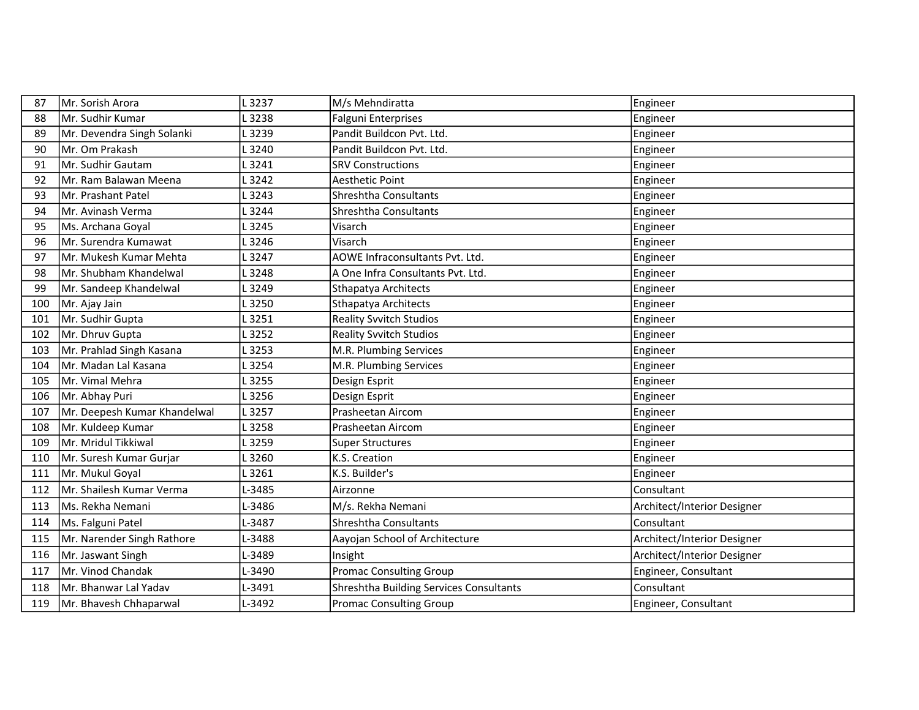| 87 | Mr. Sorish Arora | L 3237 | M/s Mehndiratta | Engineer |
|---|---|---|---|---|
| 88 | Mr. Sudhir Kumar | L 3238 | Falguni Enterprises | Engineer |
| 89 | Mr. Devendra Singh Solanki | L 3239 | Pandit Buildcon Pvt. Ltd. | Engineer |
| 90 | Mr. Om Prakash | L 3240 | Pandit Buildcon Pvt. Ltd. | Engineer |
| 91 | Mr. Sudhir Gautam | L 3241 | SRV Constructions | Engineer |
| 92 | Mr. Ram Balawan Meena | L 3242 | Aesthetic Point | Engineer |
| 93 | Mr. Prashant Patel | L 3243 | Shreshtha Consultants | Engineer |
| 94 | Mr. Avinash Verma | L 3244 | Shreshtha Consultants | Engineer |
| 95 | Ms. Archana Goyal | L 3245 | Visarch | Engineer |
| 96 | Mr. Surendra Kumawat | L 3246 | Visarch | Engineer |
| 97 | Mr. Mukesh Kumar Mehta | L 3247 | AOWE Infraconsultants Pvt. Ltd. | Engineer |
| 98 | Mr. Shubham Khandelwal | L 3248 | A One Infra Consultants Pvt. Ltd. | Engineer |
| 99 | Mr. Sandeep Khandelwal | L 3249 | Sthapatya Architects | Engineer |
| 100 | Mr. Ajay Jain | L 3250 | Sthapatya Architects | Engineer |
| 101 | Mr. Sudhir Gupta | L 3251 | Reality Svvitch Studios | Engineer |
| 102 | Mr. Dhruv Gupta | L 3252 | Reality Svvitch Studios | Engineer |
| 103 | Mr. Prahlad Singh Kasana | L 3253 | M.R. Plumbing Services | Engineer |
| 104 | Mr. Madan Lal Kasana | L 3254 | M.R. Plumbing Services | Engineer |
| 105 | Mr. Vimal Mehra | L 3255 | Design Esprit | Engineer |
| 106 | Mr. Abhay Puri | L 3256 | Design Esprit | Engineer |
| 107 | Mr. Deepesh Kumar Khandelwal | L 3257 | Prasheetan Aircom | Engineer |
| 108 | Mr. Kuldeep Kumar | L 3258 | Prasheetan Aircom | Engineer |
| 109 | Mr. Mridul Tikkiwal | L 3259 | Super Structures | Engineer |
| 110 | Mr. Suresh Kumar Gurjar | L 3260 | K.S. Creation | Engineer |
| 111 | Mr. Mukul Goyal | L 3261 | K.S. Builder's | Engineer |
| 112 | Mr. Shailesh Kumar Verma | L-3485 | Airzonne | Consultant |
| 113 | Ms. Rekha Nemani | L-3486 | M/s. Rekha Nemani | Architect/Interior Designer |
| 114 | Ms. Falguni Patel | L-3487 | Shreshtha Consultants | Consultant |
| 115 | Mr. Narender Singh Rathore | L-3488 | Aayojan School of Architecture | Architect/Interior Designer |
| 116 | Mr. Jaswant Singh | L-3489 | Insight | Architect/Interior Designer |
| 117 | Mr. Vinod Chandak | L-3490 | Promac Consulting Group | Engineer, Consultant |
| 118 | Mr. Bhanwar Lal Yadav | L-3491 | Shreshtha Building Services Consultants | Consultant |
| 119 | Mr. Bhavesh Chhaparwal | L-3492 | Promac Consulting Group | Engineer, Consultant |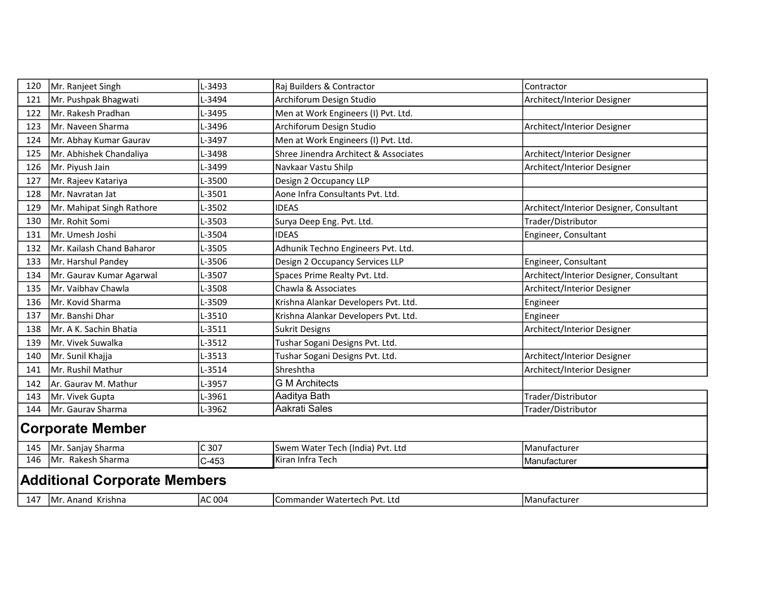| 120 | Mr. Ranjeet Singh | L-3493 | Raj Builders & Contractor | Contractor |
|---|---|---|---|---|
| 121 | Mr. Pushpak Bhagwati | L-3494 | Archiforum Design Studio | Architect/Interior Designer |
| 122 | Mr. Rakesh Pradhan | L-3495 | Men at Work Engineers (I) Pvt. Ltd. | |
| 123 | Mr. Naveen Sharma | L-3496 | Archiforum Design Studio | Architect/Interior Designer |
| 124 | Mr. Abhay Kumar Gaurav | L-3497 | Men at Work Engineers (I) Pvt. Ltd. | |
| 125 | Mr. Abhishek Chandaliya | L-3498 | Shree Jinendra Architect & Associates | Architect/Interior Designer |
| 126 | Mr. Piyush Jain | L-3499 | Navkaar Vastu Shilp | Architect/Interior Designer |
| 127 | Mr. Rajeev Katariya | L-3500 | Design 2 Occupancy LLP | |
| 128 | Mr. Navratan Jat | L-3501 | Aone Infra Consultants Pvt. Ltd. | |
| 129 | Mr. Mahipat Singh Rathore | L-3502 | IDEAS | Architect/Interior Designer, Consultant |
| 130 | Mr. Rohit Somi | L-3503 | Surya Deep Eng. Pvt. Ltd. | Trader/Distributor |
| 131 | Mr. Umesh Joshi | L-3504 | IDEAS | Engineer, Consultant |
| 132 | Mr. Kailash Chand Baharor | L-3505 | Adhunik Techno Engineers Pvt. Ltd. | |
| 133 | Mr. Harshul Pandey | L-3506 | Design 2 Occupancy Services LLP | Engineer, Consultant |
| 134 | Mr. Gaurav Kumar Agarwal | L-3507 | Spaces Prime Realty Pvt. Ltd. | Architect/Interior Designer, Consultant |
| 135 | Mr. Vaibhav Chawla | L-3508 | Chawla & Associates | Architect/Interior Designer |
| 136 | Mr. Kovid Sharma | L-3509 | Krishna Alankar Developers Pvt. Ltd. | Engineer |
| 137 | Mr. Banshi Dhar | L-3510 | Krishna Alankar Developers Pvt. Ltd. | Engineer |
| 138 | Mr. A K. Sachin Bhatia | L-3511 | Sukrit Designs | Architect/Interior Designer |
| 139 | Mr. Vivek Suwalka | L-3512 | Tushar Sogani Designs Pvt. Ltd. | |
| 140 | Mr. Sunil Khajja | L-3513 | Tushar Sogani Designs Pvt. Ltd. | Architect/Interior Designer |
| 141 | Mr. Rushil Mathur | L-3514 | Shreshtha | Architect/Interior Designer |
| 142 | Ar. Gaurav M. Mathur | L-3957 | G M Architects | |
| 143 | Mr. Vivek Gupta | L-3961 | Aaditya Bath | Trader/Distributor |
| 144 | Mr. Gaurav Sharma | L-3962 | Aakrati Sales | Trader/Distributor |

## Corporate Member

| 145 | Mr. Sanjay Sharma | C 307 | Swem Water Tech (India) Pvt. Ltd | Manufacturer |
|---|---|---|---|---|
| 146 | Mr. Rakesh Sharma | C-453 | Kiran Infra Tech | Manufacturer |

## Additional Corporate Members

| 147 | Mr. Anand Krishna | AC 004 | Commander Watertech Pvt. Ltd | Manufacturer |
|---|---|---|---|---|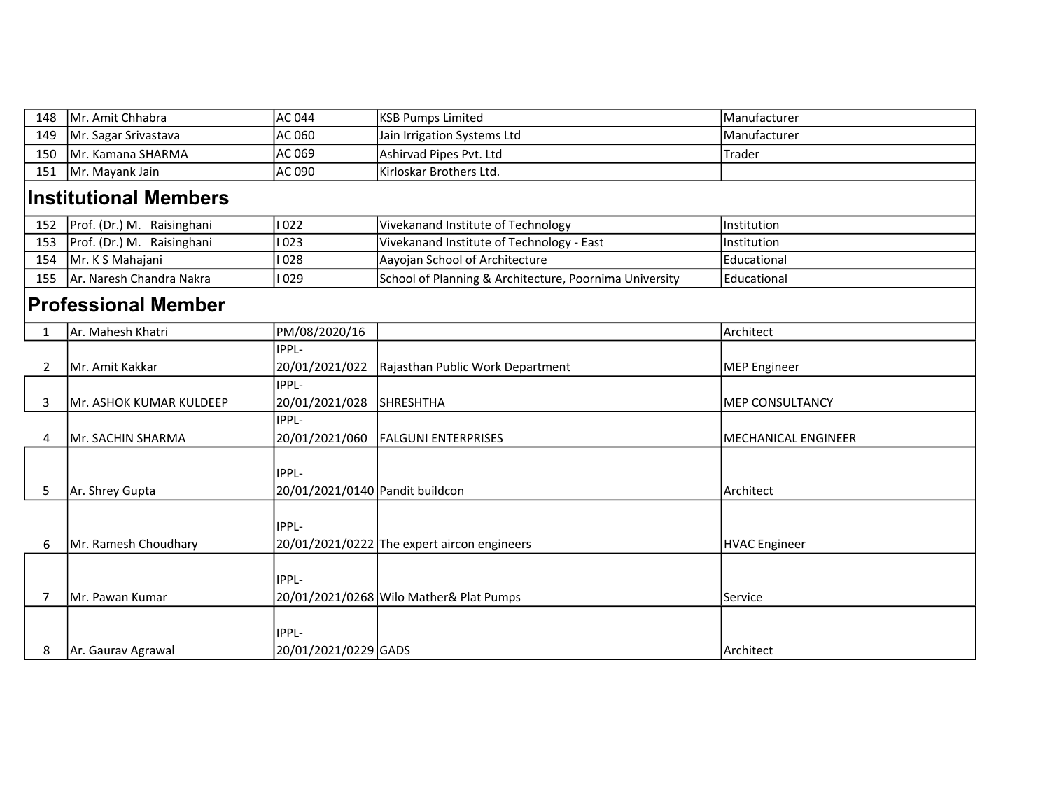| 148 | Mr. Amit Chhabra | AC 044 | KSB Pumps Limited | Manufacturer |
|---|---|---|---|---|
| 149 | Mr. Sagar Srivastava | AC 060 | Jain Irrigation Systems Ltd | Manufacturer |
| 150 | Mr. Kamana SHARMA | AC 069 | Ashirvad Pipes Pvt. Ltd | Trader |
| 151 | Mr. Mayank Jain | AC 090 | Kirloskar Brothers Ltd. | |

## Institutional Members

| 152 | Prof. (Dr.) M. Raisinghani | I 022 | Vivekanand Institute of Technology | Institution |
|---|---|---|---|---|
| 153 | Prof. (Dr.) M. Raisinghani | I 023 | Vivekanand Institute of Technology - East | Institution |
| 154 | Mr. K S Mahajani | I 028 | Aayojan School of Architecture | Educational |
| 155 | Ar. Naresh Chandra Nakra | I 029 | School of Planning & Architecture, Poornima University | Educational |

## Professional Member

| 1 | Ar. Mahesh Khatri | PM/08/2020/16 | | Architect |
|---|---|---|---|---|
| 2 | Mr. Amit Kakkar | IPPL-20/01/2021/022 | Rajasthan Public Work Department | MEP Engineer |
| 3 | Mr. ASHOK KUMAR KULDEEP | IPPL-20/01/2021/028 | SHRESHTHA | MEP CONSULTANCY |
| 4 | Mr. SACHIN SHARMA | IPPL-20/01/2021/060 | FALGUNI ENTERPRISES | MECHANICAL ENGINEER |
| 5 | Ar. Shrey Gupta | IPPL-20/01/2021/0140 | Pandit buildcon | Architect |
| 6 | Mr. Ramesh Choudhary | IPPL-20/01/2021/0222 | The expert aircon engineers | HVAC Engineer |
| 7 | Mr. Pawan Kumar | IPPL-20/01/2021/0268 | Wilo Mather& Plat Pumps | Service |
| 8 | Ar. Gaurav Agrawal | IPPL-20/01/2021/0229 | GADS | Architect |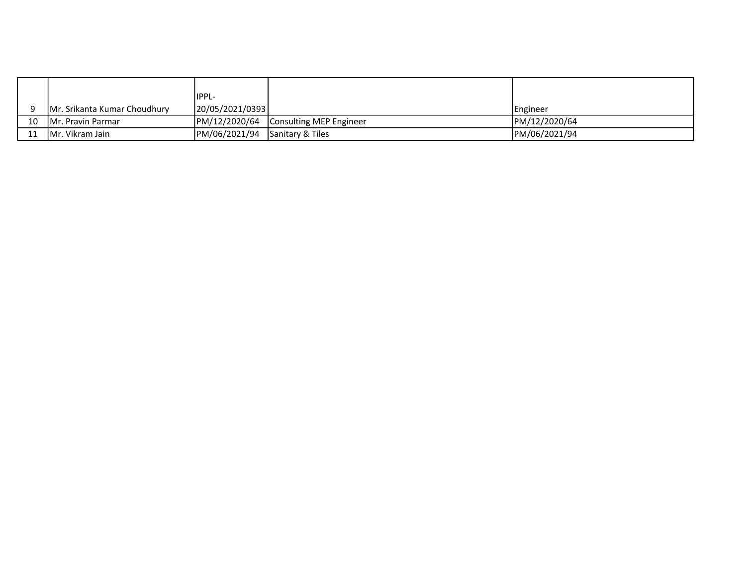| | | | | |
|---|---|---|---|---|
| 9 | Mr. Srikanta Kumar Choudhury | IPPL-20/05/2021/0393 | | Engineer |
| 10 | Mr. Pravin Parmar | PM/12/2020/64 | Consulting MEP Engineer | PM/12/2020/64 |
| 11 | Mr. Vikram Jain | PM/06/2021/94 | Sanitary & Tiles | PM/06/2021/94 |